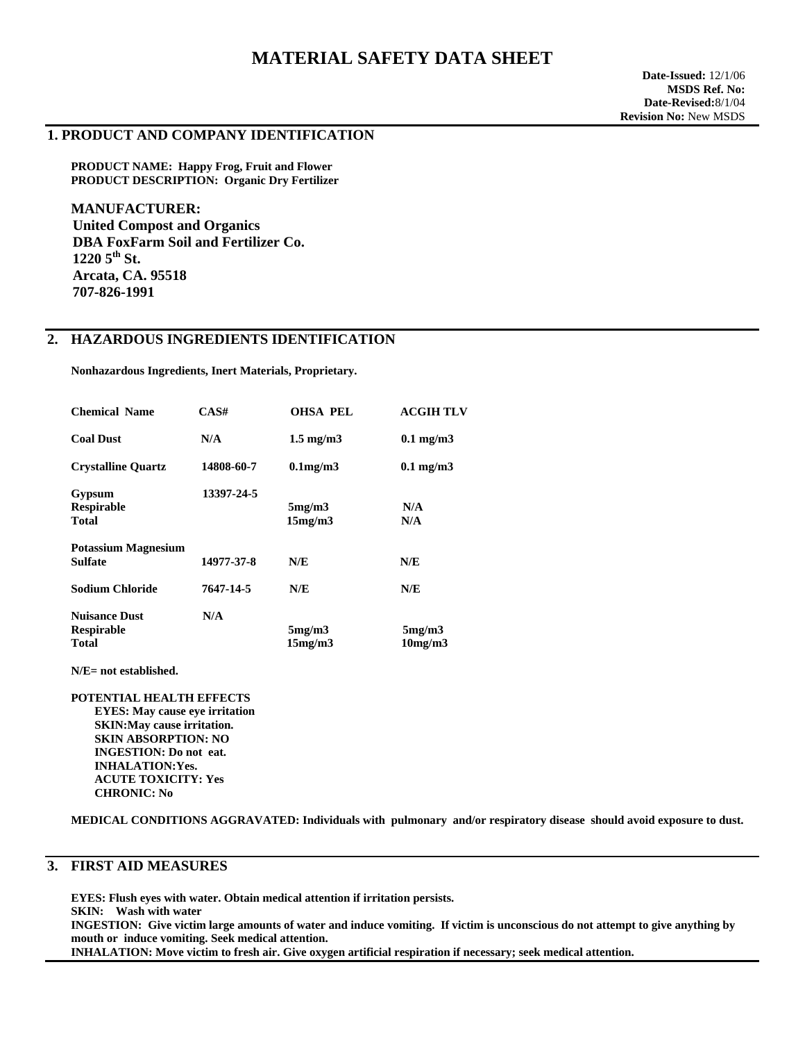# MATERIAL SAFETY DATA SHEET

**Date-Issued:** 12/1/06
**MSDS Ref. No:**
**Date-Revised:**8/1/04
**Revision No:** New MSDS

## 1. PRODUCT AND COMPANY IDENTIFICATION

**PRODUCT NAME: Happy Frog, Fruit and Flower**
**PRODUCT DESCRIPTION: Organic Dry Fertilizer**

**MANUFACTURER:**
**United Compost and Organics**
**DBA FoxFarm Soil and Fertilizer Co.**
**1220 5th St.**
**Arcata, CA. 95518**
**707-826-1991**

## 2. HAZARDOUS INGREDIENTS IDENTIFICATION

**Nonhazardous Ingredients, Inert Materials, Proprietary.**

| Chemical Name | CAS# | OHSA PEL | ACGIH TLV |
|---|---|---|---|
| Coal Dust | N/A | 1.5 mg/m3 | 0.1 mg/m3 |
| Crystalline Quartz | 14808-60-7 | 0.1mg/m3 | 0.1 mg/m3 |
| Gypsum | 13397-24-5 | | |
| Respirable | | 5mg/m3 | N/A |
| Total | | 15mg/m3 | N/A |
| Potassium Magnesium Sulfate | 14977-37-8 | N/E | N/E |
| Sodium Chloride | 7647-14-5 | N/E | N/E |
| Nuisance Dust | N/A | | |
| Respirable | | 5mg/m3 | 5mg/m3 |
| Total | | 15mg/m3 | 10mg/m3 |

**N/E= not established.**

**POTENTIAL HEALTH EFFECTS**
- **EYES: May cause eye irritation**
- **SKIN:May cause irritation.**
- **SKIN ABSORPTION: NO**
- **INGESTION: Do not eat.**
- **INHALATION:Yes.**
- **ACUTE TOXICITY: Yes**
- **CHRONIC: No**

**MEDICAL CONDITIONS AGGRAVATED: Individuals with pulmonary and/or respiratory disease should avoid exposure to dust.**

## 3. FIRST AID MEASURES

**EYES: Flush eyes with water. Obtain medical attention if irritation persists.**
**SKIN: Wash with water**
**INGESTION: Give victim large amounts of water and induce vomiting. If victim is unconscious do not attempt to give anything by mouth or induce vomiting. Seek medical attention.**
**INHALATION: Move victim to fresh air. Give oxygen artificial respiration if necessary; seek medical attention.**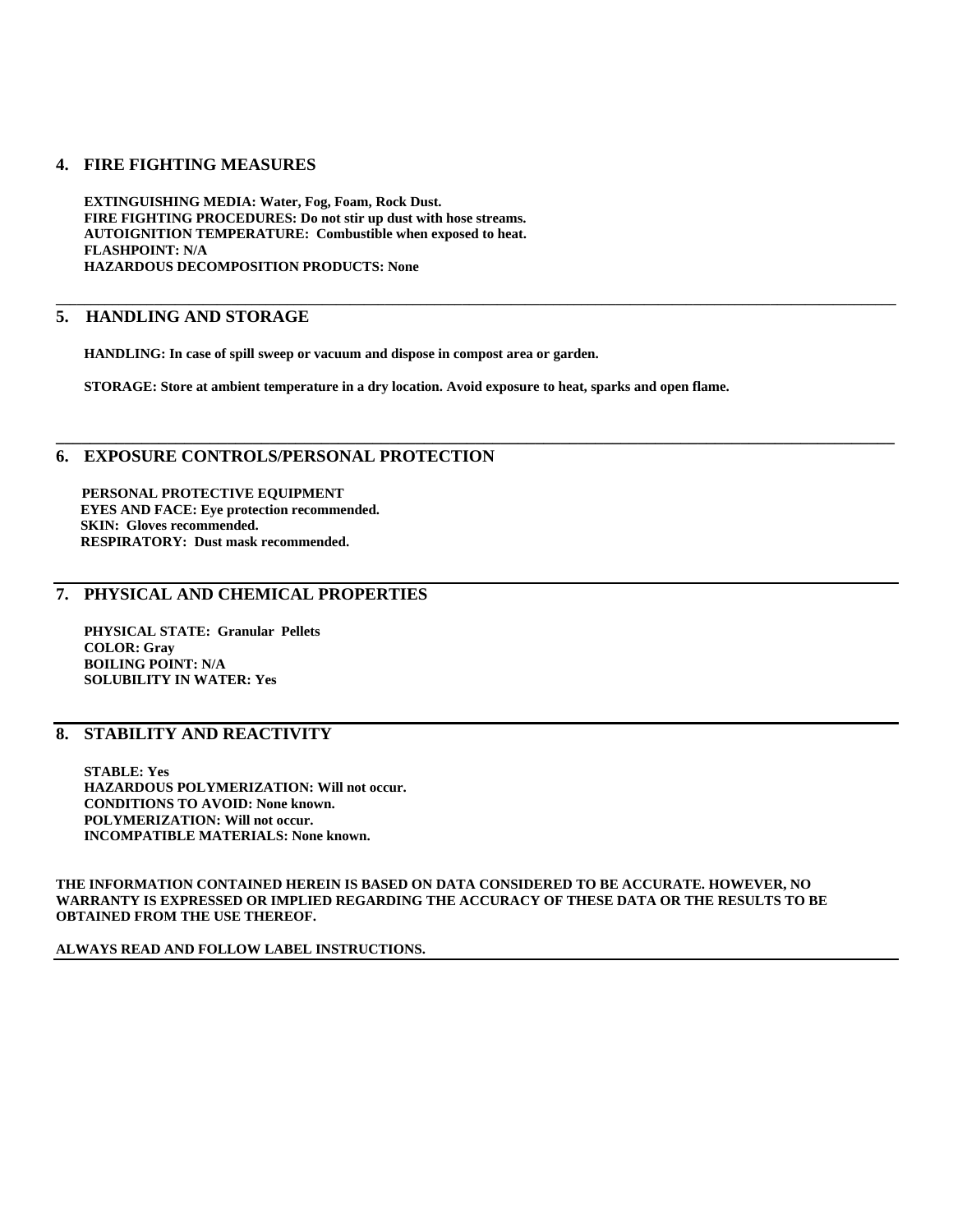## 4. FIRE FIGHTING MEASURES

**EXTINGUISHING MEDIA: Water, Fog, Foam, Rock Dust.**
**FIRE FIGHTING PROCEDURES: Do not stir up dust with hose streams.**
**AUTOIGNITION TEMPERATURE: Combustible when exposed to heat.**
**FLASHPOINT: N/A**
**HAZARDOUS DECOMPOSITION PRODUCTS: None**

## 5. HANDLING AND STORAGE

**HANDLING: In case of spill sweep or vacuum and dispose in compost area or garden.**

**STORAGE: Store at ambient temperature in a dry location. Avoid exposure to heat, sparks and open flame.**

## 6. EXPOSURE CONTROLS/PERSONAL PROTECTION

**PERSONAL PROTECTIVE EQUIPMENT**
**EYES AND FACE: Eye protection recommended.**
**SKIN: Gloves recommended.**
**RESPIRATORY: Dust mask recommended.**

## 7. PHYSICAL AND CHEMICAL PROPERTIES

**PHYSICAL STATE: Granular Pellets**
**COLOR: Gray**
**BOILING POINT: N/A**
**SOLUBILITY IN WATER: Yes**

## 8. STABILITY AND REACTIVITY

**STABLE: Yes**
**HAZARDOUS POLYMERIZATION: Will not occur.**
**CONDITIONS TO AVOID: None known.**
**POLYMERIZATION: Will not occur.**
**INCOMPATIBLE MATERIALS: None known.**

**THE INFORMATION CONTAINED HEREIN IS BASED ON DATA CONSIDERED TO BE ACCURATE. HOWEVER, NO WARRANTY IS EXPRESSED OR IMPLIED REGARDING THE ACCURACY OF THESE DATA OR THE RESULTS TO BE OBTAINED FROM THE USE THEREOF.**

**ALWAYS READ AND FOLLOW LABEL INSTRUCTIONS.**